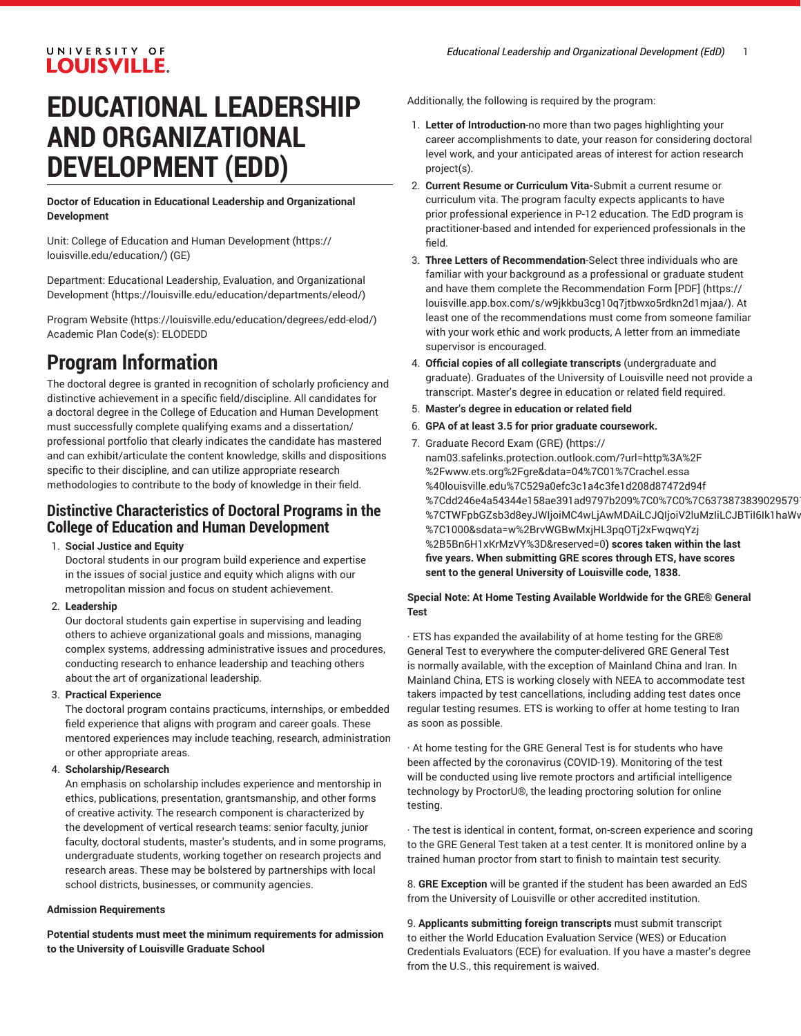# EDUCATIONAL LEADERSHIP AND ORGANIZATIONAL DEVELOPMENT (EDD)

**Doctor of Education in Educational Leadership and Organizational Development**

Unit: College of Education and Human Development (https://louisville.edu/education/) (GE)

Department: Educational Leadership, Evaluation, and Organizational Development (https://louisville.edu/education/departments/eleod/)

Program Website (https://louisville.edu/education/degrees/edd-elod/)
Academic Plan Code(s): ELODEDD

## Program Information

The doctoral degree is granted in recognition of scholarly proficiency and distinctive achievement in a specific field/discipline. All candidates for a doctoral degree in the College of Education and Human Development must successfully complete qualifying exams and a dissertation/professional portfolio that clearly indicates the candidate has mastered and can exhibit/articulate the content knowledge, skills and dispositions specific to their discipline, and can utilize appropriate research methodologies to contribute to the body of knowledge in their field.

### Distinctive Characteristics of Doctoral Programs in the College of Education and Human Development

1. **Social Justice and Equity**
   Doctoral students in our program build experience and expertise in the issues of social justice and equity which aligns with our metropolitan mission and focus on student achievement.
2. **Leadership**
   Our doctoral students gain expertise in supervising and leading others to achieve organizational goals and missions, managing complex systems, addressing administrative issues and procedures, conducting research to enhance leadership and teaching others about the art of organizational leadership.
3. **Practical Experience**
   The doctoral program contains practicums, internships, or embedded field experience that aligns with program and career goals. These mentored experiences may include teaching, research, administration or other appropriate areas.
4. **Scholarship/Research**
   An emphasis on scholarship includes experience and mentorship in ethics, publications, presentation, grantsmanship, and other forms of creative activity. The research component is characterized by the development of vertical research teams: senior faculty, junior faculty, doctoral students, master's students, and in some programs, undergraduate students, working together on research projects and research areas. These may be bolstered by partnerships with local school districts, businesses, or community agencies.

**Admission Requirements**

**Potential students must meet the minimum requirements for admission to the University of Louisville Graduate School**

Additionally, the following is required by the program:

1. **Letter of Introduction**-no more than two pages highlighting your career accomplishments to date, your reason for considering doctoral level work, and your anticipated areas of interest for action research project(s).
2. **Current Resume or Curriculum Vita-**Submit a current resume or curriculum vita. The program faculty expects applicants to have prior professional experience in P-12 education. The EdD program is practitioner-based and intended for experienced professionals in the field.
3. **Three Letters of Recommendation**-Select three individuals who are familiar with your background as a professional or graduate student and have them complete the Recommendation Form [PDF] (https://louisville.app.box.com/s/w9jkkbu3cg10q7jtbwxo5rdkn2d1mjaa/). At least one of the recommendations must come from someone familiar with your work ethic and work products, A letter from an immediate supervisor is encouraged.
4. **Official copies of all collegiate transcripts** (undergraduate and graduate). Graduates of the University of Louisville need not provide a transcript. Master's degree in education or related field required.
5. **Master's degree in education or related field**
6. **GPA of at least 3.5 for prior graduate coursework.**
7. Graduate Record Exam (GRE) **(**https://nam03.safelinks.protection.outlook.com/?url=http%3A%2F%2Fwww.ets.org%2Fgre&data=04%7C01%7Crachel.essa%40louisville.edu%7C529a0efc3c1a4c3fe1d208d87472d94f%7Cdd246e4a54344e158ae391ad9797b209%7C0%7C0%7C6373873839029579%7CTWFpbGZsb3d8eyJWIjoiMC4wLjAwMDAiLCJQIjoiV2luMzIiLCJBTiI6Ik1haWw%7C1000&sdata=w%2BrvWGBwMxjHL3pqOTj2xFwqwqYzj%2B5Bn6H1xKrMzVY%3D&reserved=0**) scores taken within the last five years. When submitting GRE scores through ETS, have scores sent to the general University of Louisville code, 1838.**

**Special Note: At Home Testing Available Worldwide for the GRE® General Test**

· ETS has expanded the availability of at home testing for the GRE® General Test to everywhere the computer-delivered GRE General Test is normally available, with the exception of Mainland China and Iran. In Mainland China, ETS is working closely with NEEA to accommodate test takers impacted by test cancellations, including adding test dates once regular testing resumes. ETS is working to offer at home testing to Iran as soon as possible.

· At home testing for the GRE General Test is for students who have been affected by the coronavirus (COVID-19). Monitoring of the test will be conducted using live remote proctors and artificial intelligence technology by ProctorU®, the leading proctoring solution for online testing.

· The test is identical in content, format, on-screen experience and scoring to the GRE General Test taken at a test center. It is monitored online by a trained human proctor from start to finish to maintain test security.

8. **GRE Exception** will be granted if the student has been awarded an EdS from the University of Louisville or other accredited institution.

9. **Applicants submitting foreign transcripts** must submit transcript to either the World Education Evaluation Service (WES) or Education Credentials Evaluators (ECE) for evaluation. If you have a master's degree from the U.S., this requirement is waived.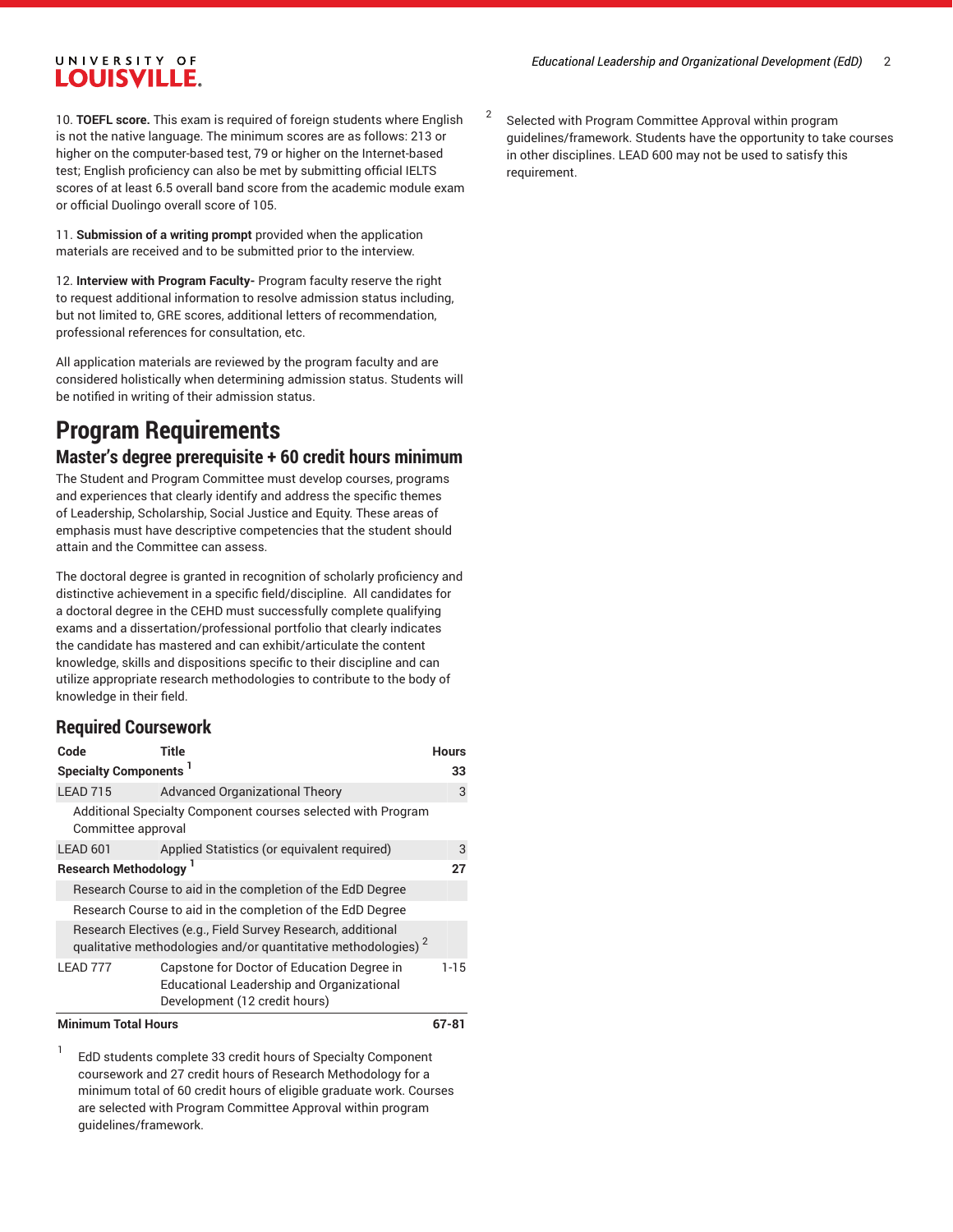10. **TOEFL score.** This exam is required of foreign students where English is not the native language. The minimum scores are as follows: 213 or higher on the computer-based test, 79 or higher on the Internet-based test; English proficiency can also be met by submitting official IELTS scores of at least 6.5 overall band score from the academic module exam or official Duolingo overall score of 105.

11. **Submission of a writing prompt** provided when the application materials are received and to be submitted prior to the interview.

12. **Interview with Program Faculty-** Program faculty reserve the right to request additional information to resolve admission status including, but not limited to, GRE scores, additional letters of recommendation, professional references for consultation, etc.

All application materials are reviewed by the program faculty and are considered holistically when determining admission status. Students will be notified in writing of their admission status.

# Program Requirements

## Master's degree prerequisite + 60 credit hours minimum

The Student and Program Committee must develop courses, programs and experiences that clearly identify and address the specific themes of Leadership, Scholarship, Social Justice and Equity. These areas of emphasis must have descriptive competencies that the student should attain and the Committee can assess.

The doctoral degree is granted in recognition of scholarly proficiency and distinctive achievement in a specific field/discipline. All candidates for a doctoral degree in the CEHD must successfully complete qualifying exams and a dissertation/professional portfolio that clearly indicates the candidate has mastered and can exhibit/articulate the content knowledge, skills and dispositions specific to their discipline and can utilize appropriate research methodologies to contribute to the body of knowledge in their field.

### Required Coursework

| Code | Title | Hours |
|---|---|---|
| **Specialty Components** [1] | | **33** |
| LEAD 715 | Advanced Organizational Theory | 3 |
| Additional Specialty Component courses selected with Program Committee approval | | |
| LEAD 601 | Applied Statistics (or equivalent required) | 3 |
| **Research Methodology** [1] | | **27** |
| Research Course to aid in the completion of the EdD Degree | | |
| Research Course to aid in the completion of the EdD Degree | | |
| Research Electives (e.g., Field Survey Research, additional qualitative methodologies and/or quantitative methodologies) [2] | | |
| LEAD 777 | Capstone for Doctor of Education Degree in Educational Leadership and Organizational Development (12 credit hours) | 1-15 |
| **Minimum Total Hours** | | **67-81** |

[1] EdD students complete 33 credit hours of Specialty Component coursework and 27 credit hours of Research Methodology for a minimum total of 60 credit hours of eligible graduate work. Courses are selected with Program Committee Approval within program guidelines/framework.

[2] Selected with Program Committee Approval within program guidelines/framework. Students have the opportunity to take courses in other disciplines. LEAD 600 may not be used to satisfy this requirement.